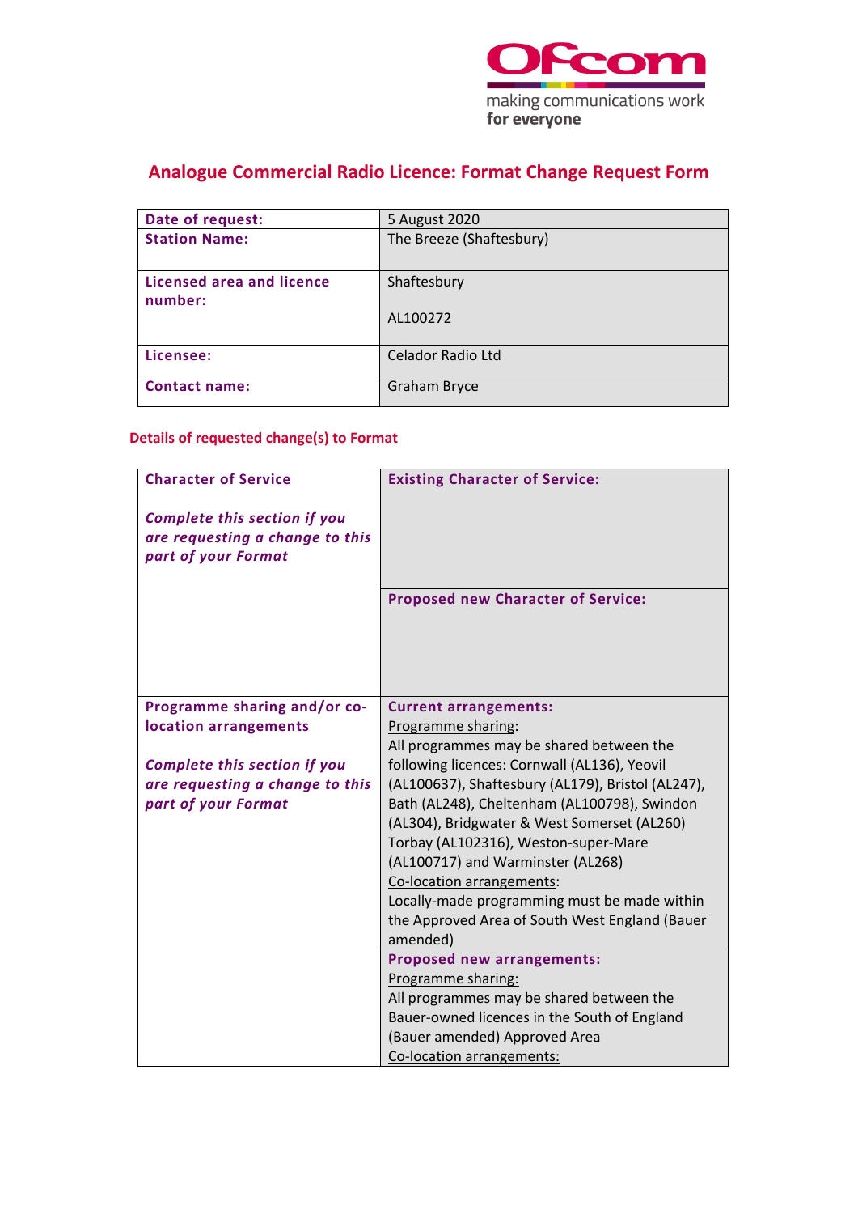# Analogue Commercial Radio Licence: Format Change Request Form

| Date of request: | 5 August 2020 |
|---|---|
| Station Name: | The Breeze (Shaftesbury) |
| Licensed area and licence number: | Shaftesbury<br><br>AL100272 |
| Licensee: | Celador Radio Ltd |
| Contact name: | Graham Bryce |

## Details of requested change(s) to Format

| | |
|---|---|
| **Character of Service**<br><br>***Complete this section if you are requesting a change to this part of your Format*** | **Existing Character of Service:** |
| | **Proposed new Character of Service:** |
| **Programme sharing and/or co-location arrangements**<br><br>***Complete this section if you are requesting a change to this part of your Format*** | **Current arrangements:**<br>Programme sharing:<br>All programmes may be shared between the following licences: Cornwall (AL136), Yeovil (AL100637), Shaftesbury (AL179), Bristol (AL247), Bath (AL248), Cheltenham (AL100798), Swindon (AL304), Bridgwater & West Somerset (AL260) Torbay (AL102316), Weston-super-Mare (AL100717) and Warminster (AL268)<br>Co-location arrangements:<br>Locally-made programming must be made within the Approved Area of South West England (Bauer amended) |
| | **Proposed new arrangements:**<br>Programme sharing:<br>All programmes may be shared between the Bauer-owned licences in the South of England (Bauer amended) Approved Area<br>Co-location arrangements: |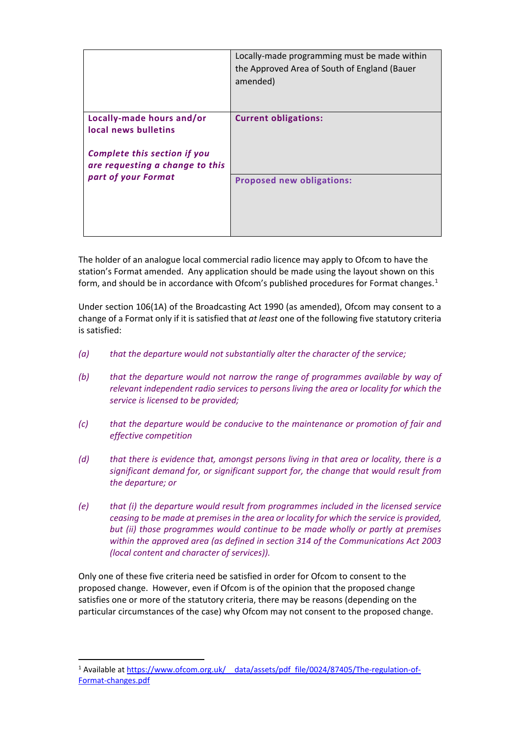| | |
|---|---|
| | Locally-made programming must be made within the Approved Area of South of England (Bauer amended) |
| **Locally-made hours and/or local news bulletins**<br><br>***Complete this section if you are requesting a change to this part of your Format*** | **Current obligations:** |
| | **Proposed new obligations:** |

The holder of an analogue local commercial radio licence may apply to Ofcom to have the station's Format amended. Any application should be made using the layout shown on this form, and should be in accordance with Ofcom's published procedures for Format changes.[1]

Under section 106(1A) of the Broadcasting Act 1990 (as amended), Ofcom may consent to a change of a Format only if it is satisfied that *at least* one of the following five statutory criteria is satisfied:

*(a)* *that the departure would not substantially alter the character of the service;*

*(b)* *that the departure would not narrow the range of programmes available by way of relevant independent radio services to persons living the area or locality for which the service is licensed to be provided;*

*(c)* *that the departure would be conducive to the maintenance or promotion of fair and effective competition*

*(d)* *that there is evidence that, amongst persons living in that area or locality, there is a significant demand for, or significant support for, the change that would result from the departure; or*

*(e)* *that (i) the departure would result from programmes included in the licensed service ceasing to be made at premises in the area or locality for which the service is provided, but (ii) those programmes would continue to be made wholly or partly at premises within the approved area (as defined in section 314 of the Communications Act 2003 (local content and character of services)).*

Only one of these five criteria need be satisfied in order for Ofcom to consent to the proposed change. However, even if Ofcom is of the opinion that the proposed change satisfies one or more of the statutory criteria, there may be reasons (depending on the particular circumstances of the case) why Ofcom may not consent to the proposed change.

[1] Available at https://www.ofcom.org.uk/__data/assets/pdf_file/0024/87405/The-regulation-of-Format-changes.pdf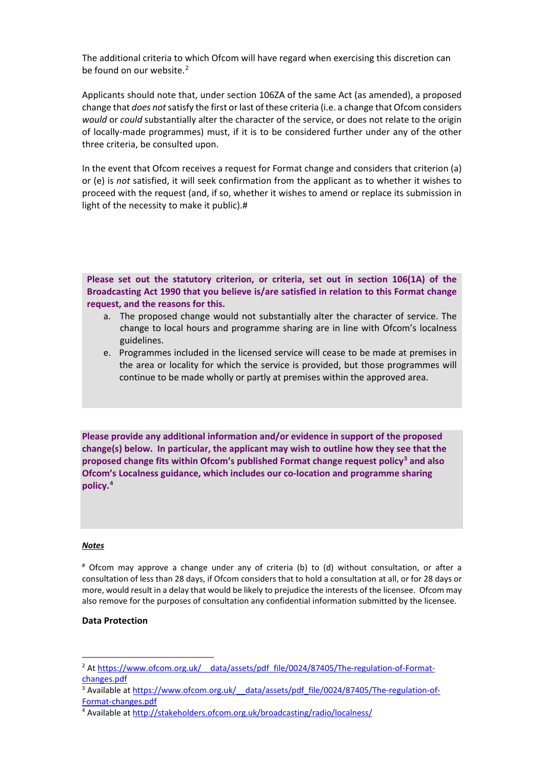The additional criteria to which Ofcom will have regard when exercising this discretion can be found on our website.[2]

Applicants should note that, under section 106ZA of the same Act (as amended), a proposed change that *does not* satisfy the first or last of these criteria (i.e. a change that Ofcom considers *would* or *could* substantially alter the character of the service, or does not relate to the origin of locally-made programmes) must, if it is to be considered further under any of the other three criteria, be consulted upon.

In the event that Ofcom receives a request for Format change and considers that criterion (a) or (e) is *not* satisfied, it will seek confirmation from the applicant as to whether it wishes to proceed with the request (and, if so, whether it wishes to amend or replace its submission in light of the necessity to make it public).#

**Please set out the statutory criterion, or criteria, set out in section 106(1A) of the Broadcasting Act 1990 that you believe is/are satisfied in relation to this Format change request, and the reasons for this.**

a. The proposed change would not substantially alter the character of service. The change to local hours and programme sharing are in line with Ofcom's localness guidelines.

e. Programmes included in the licensed service will cease to be made at premises in the area or locality for which the service is provided, but those programmes will continue to be made wholly or partly at premises within the approved area.

**Please provide any additional information and/or evidence in support of the proposed change(s) below. In particular, the applicant may wish to outline how they see that the proposed change fits within Ofcom's published Format change request policy[3] and also Ofcom's Localness guidance, which includes our co-location and programme sharing policy.[4]**

***Notes***

[#] Ofcom may approve a change under any of criteria (b) to (d) without consultation, or after a consultation of less than 28 days, if Ofcom considers that to hold a consultation at all, or for 28 days or more, would result in a delay that would be likely to prejudice the interests of the licensee. Ofcom may also remove for the purposes of consultation any confidential information submitted by the licensee.

**Data Protection**

---

[2] At https://www.ofcom.org.uk/__data/assets/pdf_file/0024/87405/The-regulation-of-Format-changes.pdf

[3] Available at https://www.ofcom.org.uk/__data/assets/pdf_file/0024/87405/The-regulation-of-Format-changes.pdf

[4] Available at http://stakeholders.ofcom.org.uk/broadcasting/radio/localness/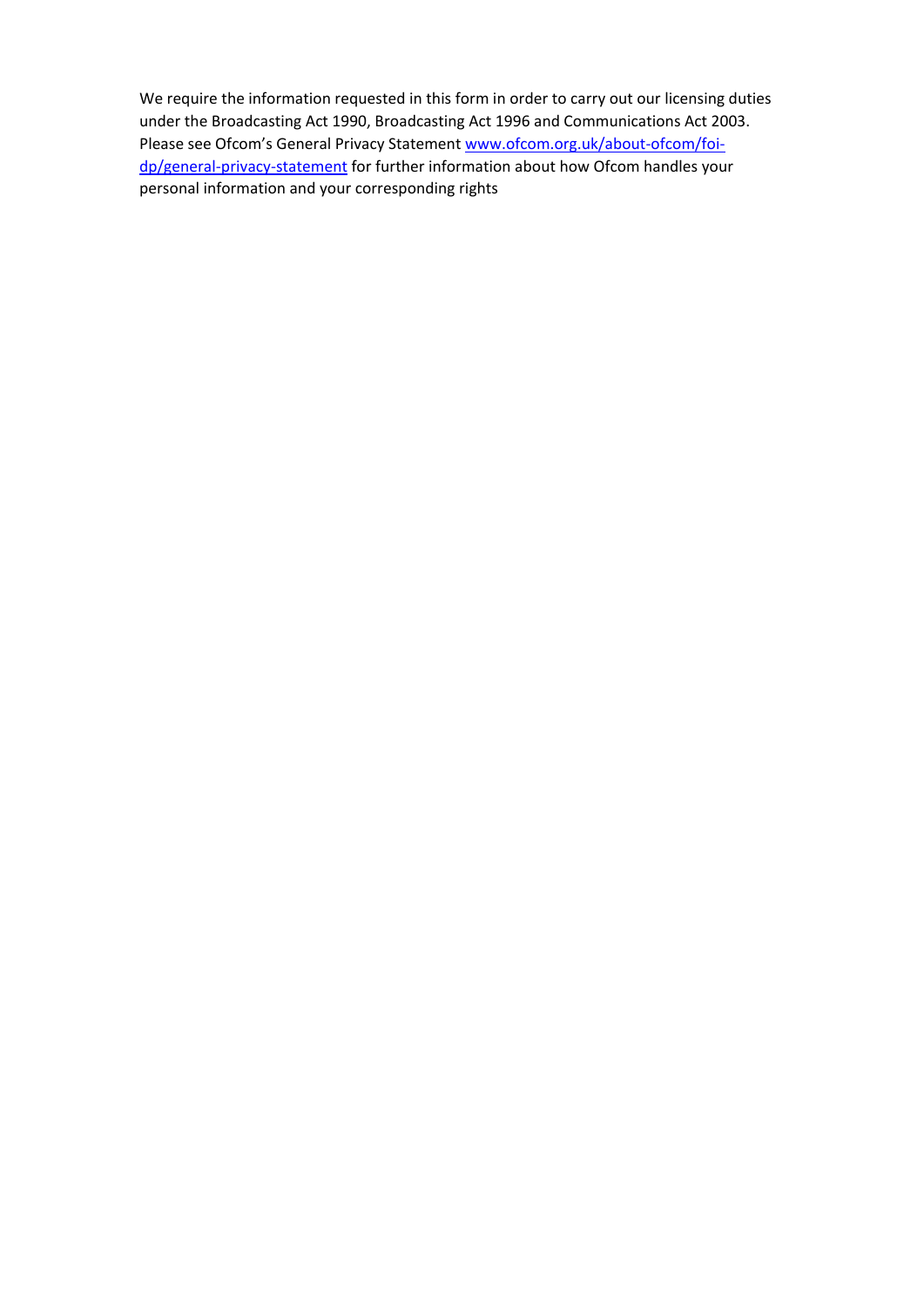We require the information requested in this form in order to carry out our licensing duties under the Broadcasting Act 1990, Broadcasting Act 1996 and Communications Act 2003. Please see Ofcom's General Privacy Statement [www.ofcom.org.uk/about-ofcom/foi-dp/general-privacy-statement](http://www.ofcom.org.uk/about-ofcom/foi-dp/general-privacy-statement) for further information about how Ofcom handles your personal information and your corresponding rights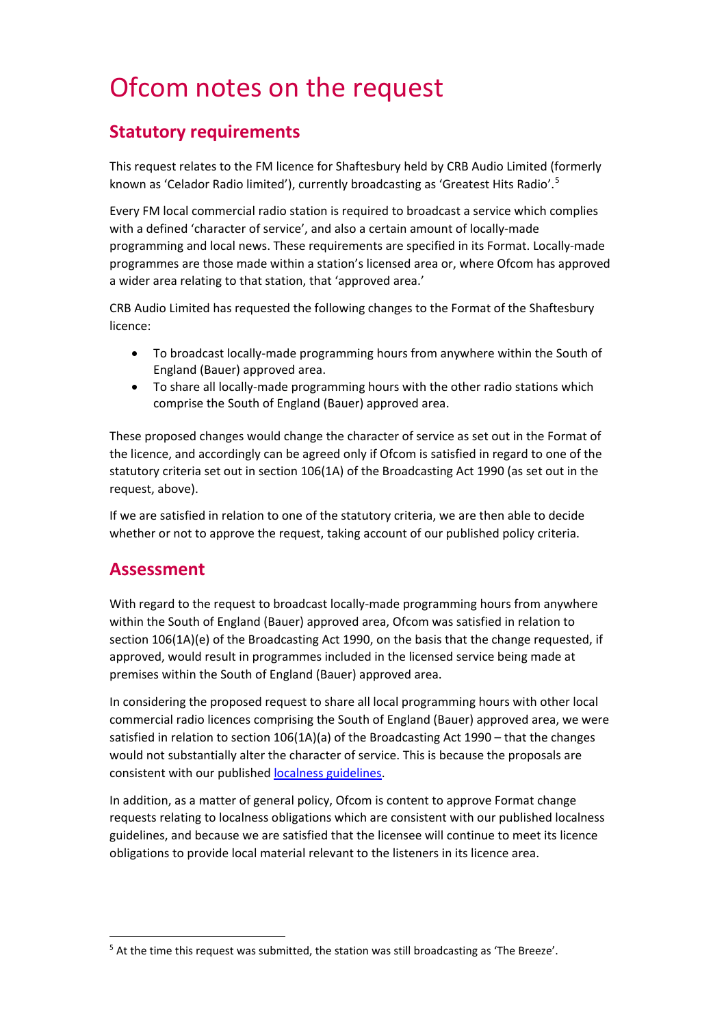# Ofcom notes on the request

## Statutory requirements

This request relates to the FM licence for Shaftesbury held by CRB Audio Limited (formerly known as 'Celador Radio limited'), currently broadcasting as 'Greatest Hits Radio'.[5]

Every FM local commercial radio station is required to broadcast a service which complies with a defined 'character of service', and also a certain amount of locally-made programming and local news. These requirements are specified in its Format. Locally-made programmes are those made within a station's licensed area or, where Ofcom has approved a wider area relating to that station, that 'approved area.'

CRB Audio Limited has requested the following changes to the Format of the Shaftesbury licence:

- To broadcast locally-made programming hours from anywhere within the South of England (Bauer) approved area.
- To share all locally-made programming hours with the other radio stations which comprise the South of England (Bauer) approved area.

These proposed changes would change the character of service as set out in the Format of the licence, and accordingly can be agreed only if Ofcom is satisfied in regard to one of the statutory criteria set out in section 106(1A) of the Broadcasting Act 1990 (as set out in the request, above).

If we are satisfied in relation to one of the statutory criteria, we are then able to decide whether or not to approve the request, taking account of our published policy criteria.

## Assessment

With regard to the request to broadcast locally-made programming hours from anywhere within the South of England (Bauer) approved area, Ofcom was satisfied in relation to section 106(1A)(e) of the Broadcasting Act 1990, on the basis that the change requested, if approved, would result in programmes included in the licensed service being made at premises within the South of England (Bauer) approved area.

In considering the proposed request to share all local programming hours with other local commercial radio licences comprising the South of England (Bauer) approved area, we were satisfied in relation to section 106(1A)(a) of the Broadcasting Act 1990 – that the changes would not substantially alter the character of service. This is because the proposals are consistent with our published localness guidelines.

In addition, as a matter of general policy, Ofcom is content to approve Format change requests relating to localness obligations which are consistent with our published localness guidelines, and because we are satisfied that the licensee will continue to meet its licence obligations to provide local material relevant to the listeners in its licence area.

[5] At the time this request was submitted, the station was still broadcasting as 'The Breeze'.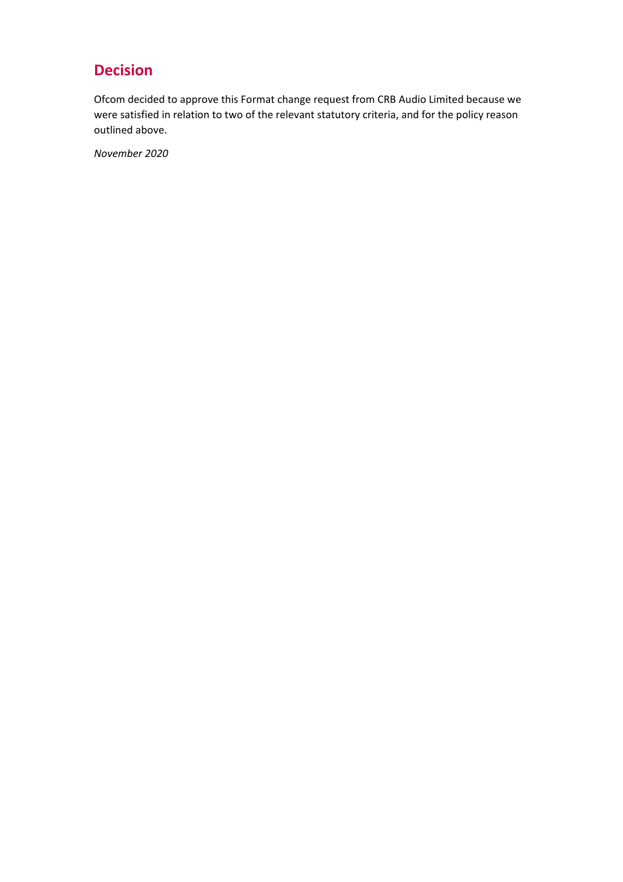## Decision

Ofcom decided to approve this Format change request from CRB Audio Limited because we were satisfied in relation to two of the relevant statutory criteria, and for the policy reason outlined above.

*November 2020*